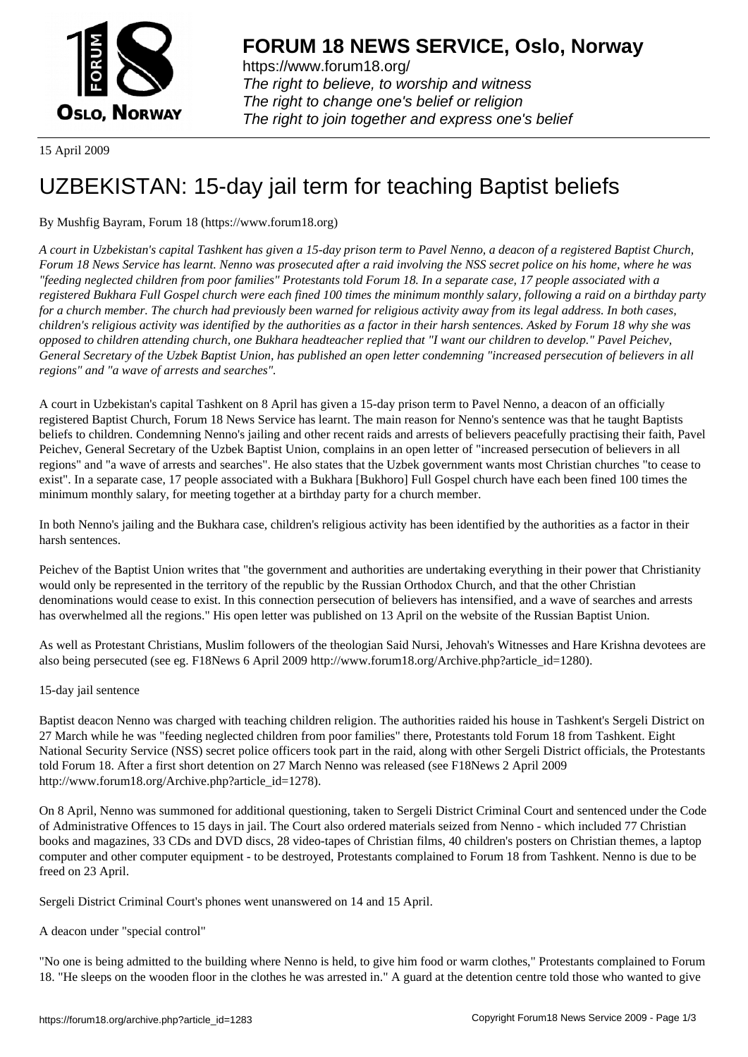# FORUM 18 NEWS SERVICE, Oslo, Norway

https://www.forum18.org/
*The right to believe, to worship and witness*
*The right to change one's belief or religion*
*The right to join together and express one's belief*

15 April 2009

# UZBEKISTAN: 15-day jail term for teaching Baptist beliefs

By Mushfig Bayram, Forum 18 (https://www.forum18.org)

*A court in Uzbekistan's capital Tashkent has given a 15-day prison term to Pavel Nenno, a deacon of a registered Baptist Church, Forum 18 News Service has learnt. Nenno was prosecuted after a raid involving the NSS secret police on his home, where he was "feeding neglected children from poor families" Protestants told Forum 18. In a separate case, 17 people associated with a registered Bukhara Full Gospel church were each fined 100 times the minimum monthly salary, following a raid on a birthday party for a church member. The church had previously been warned for religious activity away from its legal address. In both cases, children's religious activity was identified by the authorities as a factor in their harsh sentences. Asked by Forum 18 why she was opposed to children attending church, one Bukhara headteacher replied that "I want our children to develop." Pavel Peichev, General Secretary of the Uzbek Baptist Union, has published an open letter condemning "increased persecution of believers in all regions" and "a wave of arrests and searches".*

A court in Uzbekistan's capital Tashkent on 8 April has given a 15-day prison term to Pavel Nenno, a deacon of an officially registered Baptist Church, Forum 18 News Service has learnt. The main reason for Nenno's sentence was that he taught Baptists beliefs to children. Condemning Nenno's jailing and other recent raids and arrests of believers peacefully practising their faith, Pavel Peichev, General Secretary of the Uzbek Baptist Union, complains in an open letter of "increased persecution of believers in all regions" and "a wave of arrests and searches". He also states that the Uzbek government wants most Christian churches "to cease to exist". In a separate case, 17 people associated with a Bukhara [Bukhoro] Full Gospel church have each been fined 100 times the minimum monthly salary, for meeting together at a birthday party for a church member.

In both Nenno's jailing and the Bukhara case, children's religious activity has been identified by the authorities as a factor in their harsh sentences.

Peichev of the Baptist Union writes that "the government and authorities are undertaking everything in their power that Christianity would only be represented in the territory of the republic by the Russian Orthodox Church, and that the other Christian denominations would cease to exist. In this connection persecution of believers has intensified, and a wave of searches and arrests has overwhelmed all the regions." His open letter was published on 13 April on the website of the Russian Baptist Union.

As well as Protestant Christians, Muslim followers of the theologian Said Nursi, Jehovah's Witnesses and Hare Krishna devotees are also being persecuted (see eg. F18News 6 April 2009 http://www.forum18.org/Archive.php?article_id=1280).

15-day jail sentence

Baptist deacon Nenno was charged with teaching children religion. The authorities raided his house in Tashkent's Sergeli District on 27 March while he was "feeding neglected children from poor families" there, Protestants told Forum 18 from Tashkent. Eight National Security Service (NSS) secret police officers took part in the raid, along with other Sergeli District officials, the Protestants told Forum 18. After a first short detention on 27 March Nenno was released (see F18News 2 April 2009 http://www.forum18.org/Archive.php?article_id=1278).

On 8 April, Nenno was summoned for additional questioning, taken to Sergeli District Criminal Court and sentenced under the Code of Administrative Offences to 15 days in jail. The Court also ordered materials seized from Nenno - which included 77 Christian books and magazines, 33 CDs and DVD discs, 28 video-tapes of Christian films, 40 children's posters on Christian themes, a laptop computer and other computer equipment - to be destroyed, Protestants complained to Forum 18 from Tashkent. Nenno is due to be freed on 23 April.

Sergeli District Criminal Court's phones went unanswered on 14 and 15 April.

A deacon under "special control"

"No one is being admitted to the building where Nenno is held, to give him food or warm clothes," Protestants complained to Forum 18. "He sleeps on the wooden floor in the clothes he was arrested in." A guard at the detention centre told those who wanted to give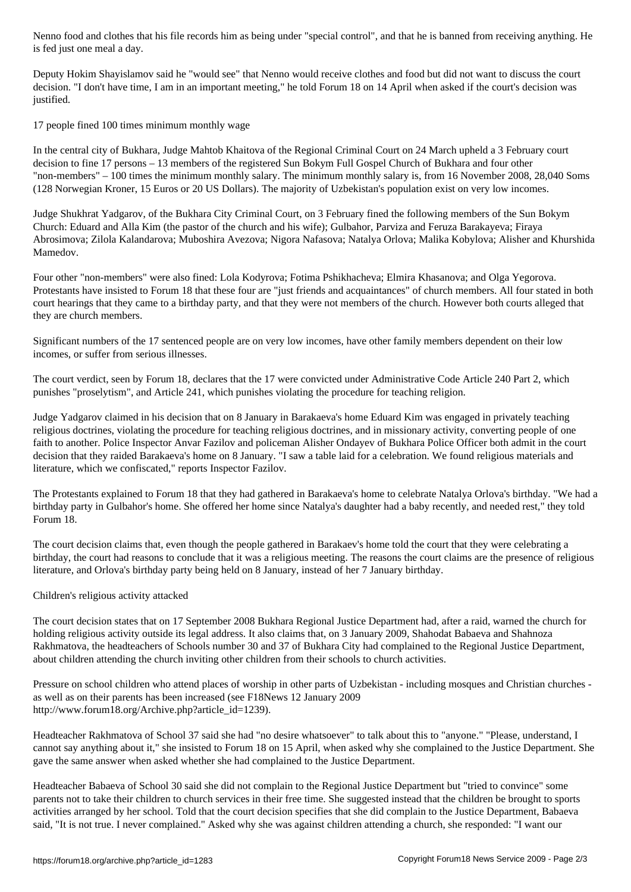Nenno food and clothes that his file records him as being under "special control", and that he is banned from receiving anything. He is fed just one meal a day.

Deputy Hokim Shayislamov said he "would see" that Nenno would receive clothes and food but did not want to discuss the court decision. "I don't have time, I am in an important meeting," he told Forum 18 on 14 April when asked if the court's decision was justified.

## 17 people fined 100 times minimum monthly wage

In the central city of Bukhara, Judge Mahtob Khaitova of the Regional Criminal Court on 24 March upheld a 3 February court decision to fine 17 persons – 13 members of the registered Sun Bokym Full Gospel Church of Bukhara and four other "non-members" – 100 times the minimum monthly salary. The minimum monthly salary is, from 16 November 2008, 28,040 Soms (128 Norwegian Kroner, 15 Euros or 20 US Dollars). The majority of Uzbekistan's population exist on very low incomes.

Judge Shukhrat Yadgarov, of the Bukhara City Criminal Court, on 3 February fined the following members of the Sun Bokym Church: Eduard and Alla Kim (the pastor of the church and his wife); Gulbahor, Parviza and Feruza Barakayeva; Firaya Abrosimova; Zilola Kalandarova; Muboshira Avezova; Nigora Nafasova; Natalya Orlova; Malika Kobylova; Alisher and Khurshida Mamedov.

Four other "non-members" were also fined: Lola Kodyrova; Fotima Pshikhacheva; Elmira Khasanova; and Olga Yegorova. Protestants have insisted to Forum 18 that these four are "just friends and acquaintances" of church members. All four stated in both court hearings that they came to a birthday party, and that they were not members of the church. However both courts alleged that they are church members.

Significant numbers of the 17 sentenced people are on very low incomes, have other family members dependent on their low incomes, or suffer from serious illnesses.

The court verdict, seen by Forum 18, declares that the 17 were convicted under Administrative Code Article 240 Part 2, which punishes "proselytism", and Article 241, which punishes violating the procedure for teaching religion.

Judge Yadgarov claimed in his decision that on 8 January in Barakaeva's home Eduard Kim was engaged in privately teaching religious doctrines, violating the procedure for teaching religious doctrines, and in missionary activity, converting people of one faith to another. Police Inspector Anvar Fazilov and policeman Alisher Ondayev of Bukhara Police Officer both admit in the court decision that they raided Barakaeva's home on 8 January. "I saw a table laid for a celebration. We found religious materials and literature, which we confiscated," reports Inspector Fazilov.

The Protestants explained to Forum 18 that they had gathered in Barakaeva's home to celebrate Natalya Orlova's birthday. "We had a birthday party in Gulbahor's home. She offered her home since Natalya's daughter had a baby recently, and needed rest," they told Forum 18.

The court decision claims that, even though the people gathered in Barakaev's home told the court that they were celebrating a birthday, the court had reasons to conclude that it was a religious meeting. The reasons the court claims are the presence of religious literature, and Orlova's birthday party being held on 8 January, instead of her 7 January birthday.

## Children's religious activity attacked

The court decision states that on 17 September 2008 Bukhara Regional Justice Department had, after a raid, warned the church for holding religious activity outside its legal address. It also claims that, on 3 January 2009, Shahodat Babaeva and Shahnoza Rakhmatova, the headteachers of Schools number 30 and 37 of Bukhara City had complained to the Regional Justice Department, about children attending the church inviting other children from their schools to church activities.

Pressure on school children who attend places of worship in other parts of Uzbekistan - including mosques and Christian churches - as well as on their parents has been increased (see F18News 12 January 2009 http://www.forum18.org/Archive.php?article_id=1239).

Headteacher Rakhmatova of School 37 said she had "no desire whatsoever" to talk about this to "anyone." "Please, understand, I cannot say anything about it," she insisted to Forum 18 on 15 April, when asked why she complained to the Justice Department. She gave the same answer when asked whether she had complained to the Justice Department.

Headteacher Babaeva of School 30 said she did not complain to the Regional Justice Department but "tried to convince" some parents not to take their children to church services in their free time. She suggested instead that the children be brought to sports activities arranged by her school. Told that the court decision specifies that she did complain to the Justice Department, Babaeva said, "It is not true. I never complained." Asked why she was against children attending a church, she responded: "I want our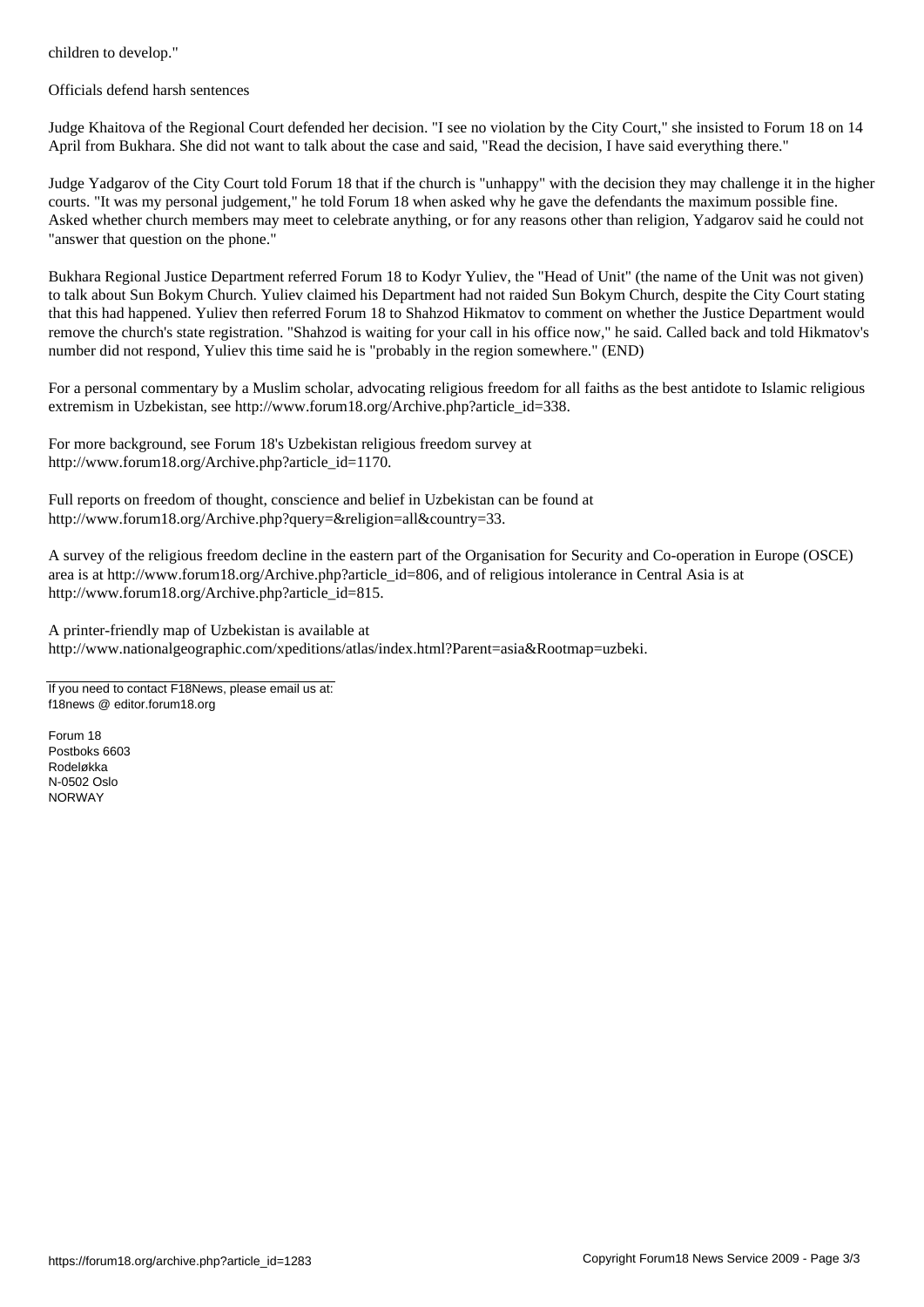children to develop."

## Officials defend harsh sentences

Judge Khaitova of the Regional Court defended her decision. "I see no violation by the City Court," she insisted to Forum 18 on 14 April from Bukhara. She did not want to talk about the case and said, "Read the decision, I have said everything there."

Judge Yadgarov of the City Court told Forum 18 that if the church is "unhappy" with the decision they may challenge it in the higher courts. "It was my personal judgement," he told Forum 18 when asked why he gave the defendants the maximum possible fine. Asked whether church members may meet to celebrate anything, or for any reasons other than religion, Yadgarov said he could not "answer that question on the phone."

Bukhara Regional Justice Department referred Forum 18 to Kodyr Yuliev, the "Head of Unit" (the name of the Unit was not given) to talk about Sun Bokym Church. Yuliev claimed his Department had not raided Sun Bokym Church, despite the City Court stating that this had happened. Yuliev then referred Forum 18 to Shahzod Hikmatov to comment on whether the Justice Department would remove the church's state registration. "Shahzod is waiting for your call in his office now," he said. Called back and told Hikmatov's number did not respond, Yuliev this time said he is "probably in the region somewhere." (END)

For a personal commentary by a Muslim scholar, advocating religious freedom for all faiths as the best antidote to Islamic religious extremism in Uzbekistan, see http://www.forum18.org/Archive.php?article_id=338.

For more background, see Forum 18's Uzbekistan religious freedom survey at http://www.forum18.org/Archive.php?article_id=1170.

Full reports on freedom of thought, conscience and belief in Uzbekistan can be found at http://www.forum18.org/Archive.php?query=&religion=all&country=33.

A survey of the religious freedom decline in the eastern part of the Organisation for Security and Co-operation in Europe (OSCE) area is at http://www.forum18.org/Archive.php?article_id=806, and of religious intolerance in Central Asia is at http://www.forum18.org/Archive.php?article_id=815.

A printer-friendly map of Uzbekistan is available at http://www.nationalgeographic.com/xpeditions/atlas/index.html?Parent=asia&Rootmap=uzbeki.

If you need to contact F18News, please email us at:
f18news @ editor.forum18.org

Forum 18
Postboks 6603
Rodeløkka
N-0502 Oslo
NORWAY